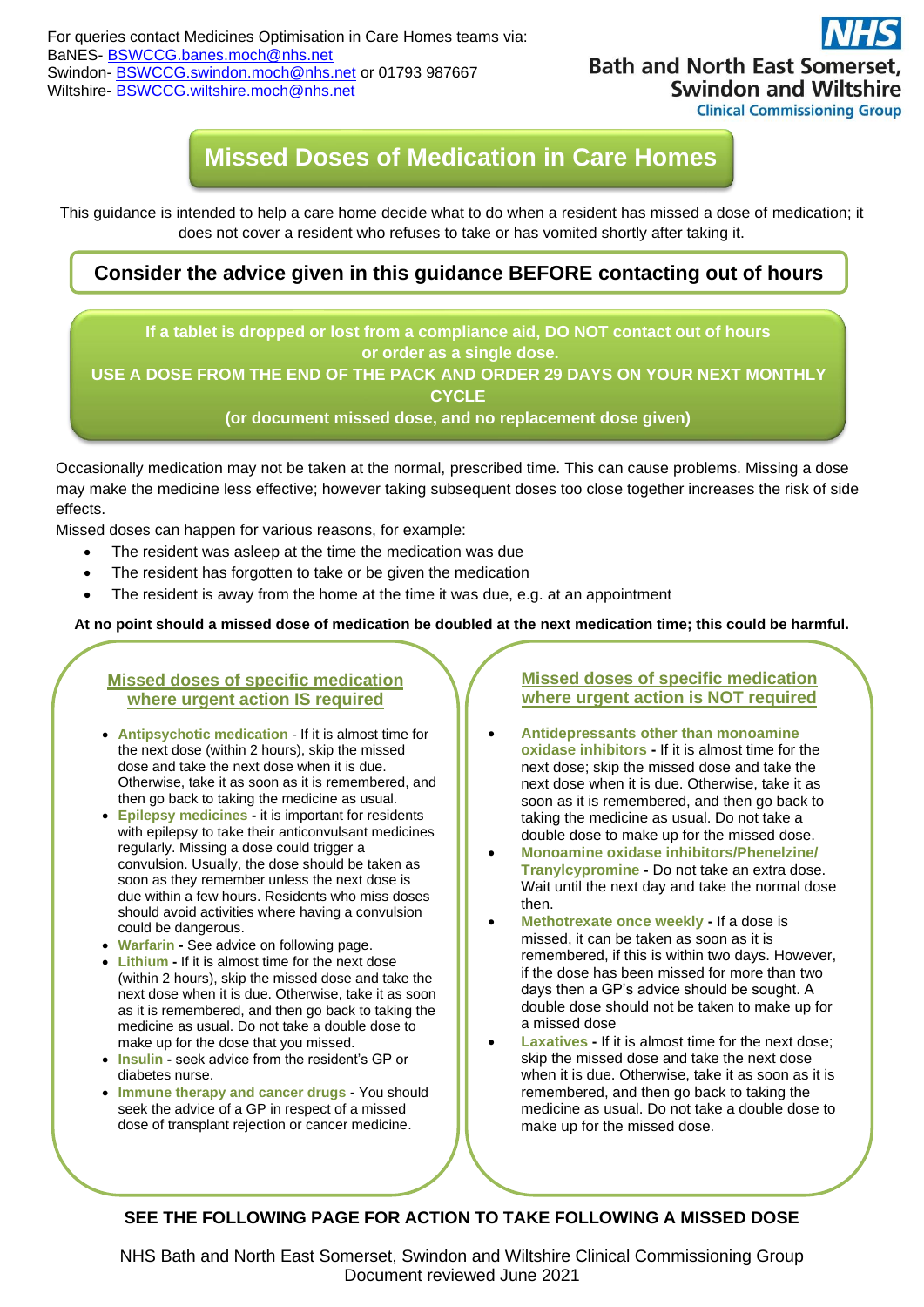For queries contact Medicines Optimisation in Care Homes teams via:
BaNES- BSWCCG.banes.moch@nhs.net
Swindon- BSWCCG.swindon.moch@nhs.net or 01793 987667
Wiltshire- BSWCCG.wiltshire.moch@nhs.net

NHS Bath and North East Somerset, Swindon and Wiltshire Clinical Commissioning Group

# Missed Doses of Medication in Care Homes

This guidance is intended to help a care home decide what to do when a resident has missed a dose of medication; it does not cover a resident who refuses to take or has vomited shortly after taking it.

**Consider the advice given in this guidance BEFORE contacting out of hours**

**If a tablet is dropped or lost from a compliance aid, DO NOT contact out of hours or order as a single dose.**
**USE A DOSE FROM THE END OF THE PACK AND ORDER 29 DAYS ON YOUR NEXT MONTHLY CYCLE**
**(or document missed dose, and no replacement dose given)**

Occasionally medication may not be taken at the normal, prescribed time. This can cause problems. Missing a dose may make the medicine less effective; however taking subsequent doses too close together increases the risk of side effects.

Missed doses can happen for various reasons, for example:

- The resident was asleep at the time the medication was due
- The resident has forgotten to take or be given the medication
- The resident is away from the home at the time it was due, e.g. at an appointment

**At no point should a missed dose of medication be doubled at the next medication time; this could be harmful.**

## Missed doses of specific medication where urgent action IS required

- **Antipsychotic medication** - If it is almost time for the next dose (within 2 hours), skip the missed dose and take the next dose when it is due. Otherwise, take it as soon as it is remembered, and then go back to taking the medicine as usual.
- **Epilepsy medicines** - it is important for residents with epilepsy to take their anticonvulsant medicines regularly. Missing a dose could trigger a convulsion. Usually, the dose should be taken as soon as they remember unless the next dose is due within a few hours. Residents who miss doses should avoid activities where having a convulsion could be dangerous.
- **Warfarin** - See advice on following page.
- **Lithium** - If it is almost time for the next dose (within 2 hours), skip the missed dose and take the next dose when it is due. Otherwise, take it as soon as it is remembered, and then go back to taking the medicine as usual. Do not take a double dose to make up for the dose that you missed.
- **Insulin** - seek advice from the resident's GP or diabetes nurse.
- **Immune therapy and cancer drugs** - You should seek the advice of a GP in respect of a missed dose of transplant rejection or cancer medicine.

## Missed doses of specific medication where urgent action is NOT required

- **Antidepressants other than monoamine oxidase inhibitors** - If it is almost time for the next dose; skip the missed dose and take the next dose when it is due. Otherwise, take it as soon as it is remembered, and then go back to taking the medicine as usual. Do not take a double dose to make up for the missed dose.
- **Monoamine oxidase inhibitors/Phenelzine/ Tranylcypromine** - Do not take an extra dose. Wait until the next day and take the normal dose then.
- **Methotrexate once weekly** - If a dose is missed, it can be taken as soon as it is remembered, if this is within two days. However, if the dose has been missed for more than two days then a GP's advice should be sought. A double dose should not be taken to make up for a missed dose
- **Laxatives** - If it is almost time for the next dose; skip the missed dose and take the next dose when it is due. Otherwise, take it as soon as it is remembered, and then go back to taking the medicine as usual. Do not take a double dose to make up for the missed dose.

**SEE THE FOLLOWING PAGE FOR ACTION TO TAKE FOLLOWING A MISSED DOSE**

NHS Bath and North East Somerset, Swindon and Wiltshire Clinical Commissioning Group
Document reviewed June 2021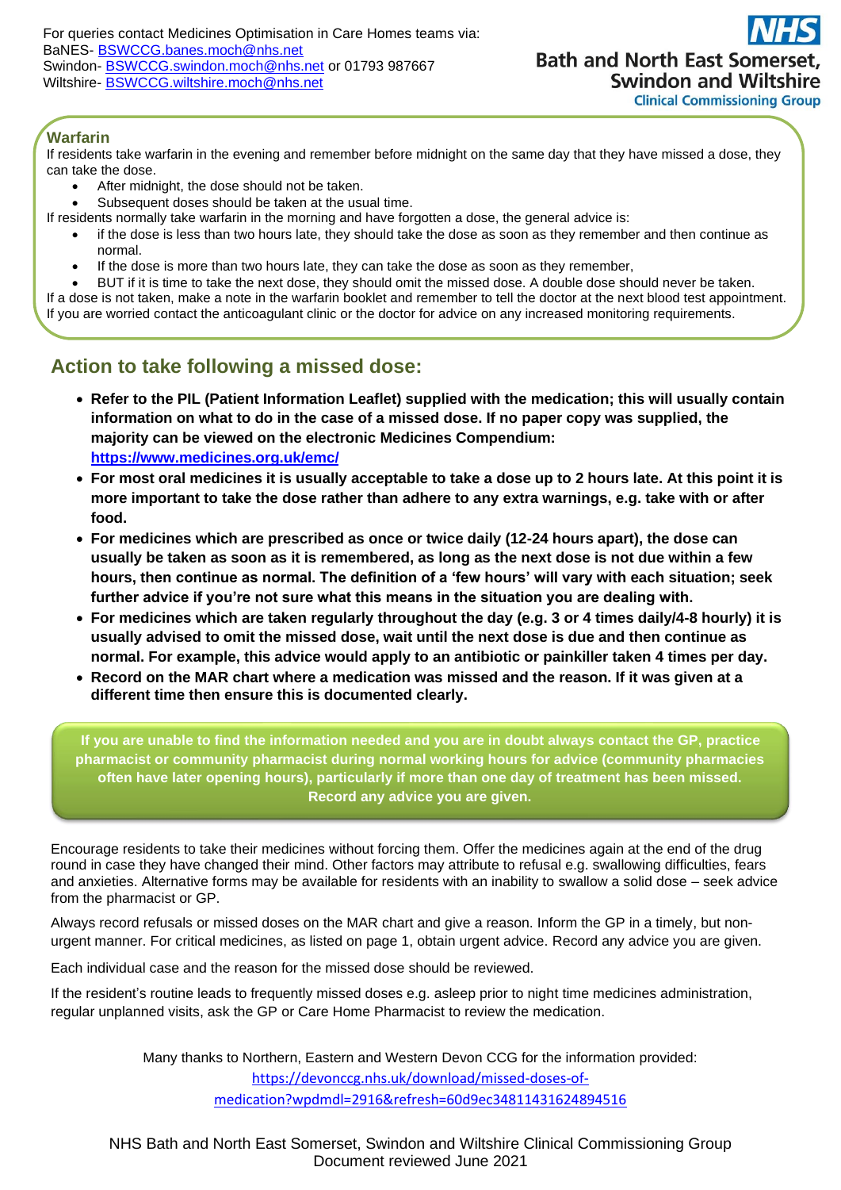For queries contact Medicines Optimisation in Care Homes teams via:
BaNES- BSWCCG.banes.moch@nhs.net
Swindon- BSWCCG.swindon.moch@nhs.net or 01793 987667
Wiltshire- BSWCCG.wiltshire.moch@nhs.net

NHS Bath and North East Somerset, Swindon and Wiltshire Clinical Commissioning Group

### Warfarin

If residents take warfarin in the evening and remember before midnight on the same day that they have missed a dose, they can take the dose.

- After midnight, the dose should not be taken.
- Subsequent doses should be taken at the usual time.

If residents normally take warfarin in the morning and have forgotten a dose, the general advice is:

- if the dose is less than two hours late, they should take the dose as soon as they remember and then continue as normal.
- If the dose is more than two hours late, they can take the dose as soon as they remember,
- BUT if it is time to take the next dose, they should omit the missed dose. A double dose should never be taken.

If a dose is not taken, make a note in the warfarin booklet and remember to tell the doctor at the next blood test appointment. If you are worried contact the anticoagulant clinic or the doctor for advice on any increased monitoring requirements.

## Action to take following a missed dose:

- **Refer to the PIL (Patient Information Leaflet) supplied with the medication; this will usually contain information on what to do in the case of a missed dose. If no paper copy was supplied, the majority can be viewed on the electronic Medicines Compendium: https://www.medicines.org.uk/emc/**
- **For most oral medicines it is usually acceptable to take a dose up to 2 hours late. At this point it is more important to take the dose rather than adhere to any extra warnings, e.g. take with or after food.**
- **For medicines which are prescribed as once or twice daily (12-24 hours apart), the dose can usually be taken as soon as it is remembered, as long as the next dose is not due within a few hours, then continue as normal. The definition of a 'few hours' will vary with each situation; seek further advice if you're not sure what this means in the situation you are dealing with.**
- **For medicines which are taken regularly throughout the day (e.g. 3 or 4 times daily/4-8 hourly) it is usually advised to omit the missed dose, wait until the next dose is due and then continue as normal. For example, this advice would apply to an antibiotic or painkiller taken 4 times per day.**
- **Record on the MAR chart where a medication was missed and the reason. If it was given at a different time then ensure this is documented clearly.**

**If you are unable to find the information needed and you are in doubt always contact the GP, practice pharmacist or community pharmacist during normal working hours for advice (community pharmacies often have later opening hours), particularly if more than one day of treatment has been missed. Record any advice you are given.**

Encourage residents to take their medicines without forcing them. Offer the medicines again at the end of the drug round in case they have changed their mind. Other factors may attribute to refusal e.g. swallowing difficulties, fears and anxieties. Alternative forms may be available for residents with an inability to swallow a solid dose – seek advice from the pharmacist or GP.

Always record refusals or missed doses on the MAR chart and give a reason. Inform the GP in a timely, but non-urgent manner. For critical medicines, as listed on page 1, obtain urgent advice. Record any advice you are given.

Each individual case and the reason for the missed dose should be reviewed.

If the resident's routine leads to frequently missed doses e.g. asleep prior to night time medicines administration, regular unplanned visits, ask the GP or Care Home Pharmacist to review the medication.

Many thanks to Northern, Eastern and Western Devon CCG for the information provided:
https://devonccg.nhs.uk/download/missed-doses-of-medication?wpdmdl=2916&refresh=60d9ec34811431624894516

NHS Bath and North East Somerset, Swindon and Wiltshire Clinical Commissioning Group
Document reviewed June 2021